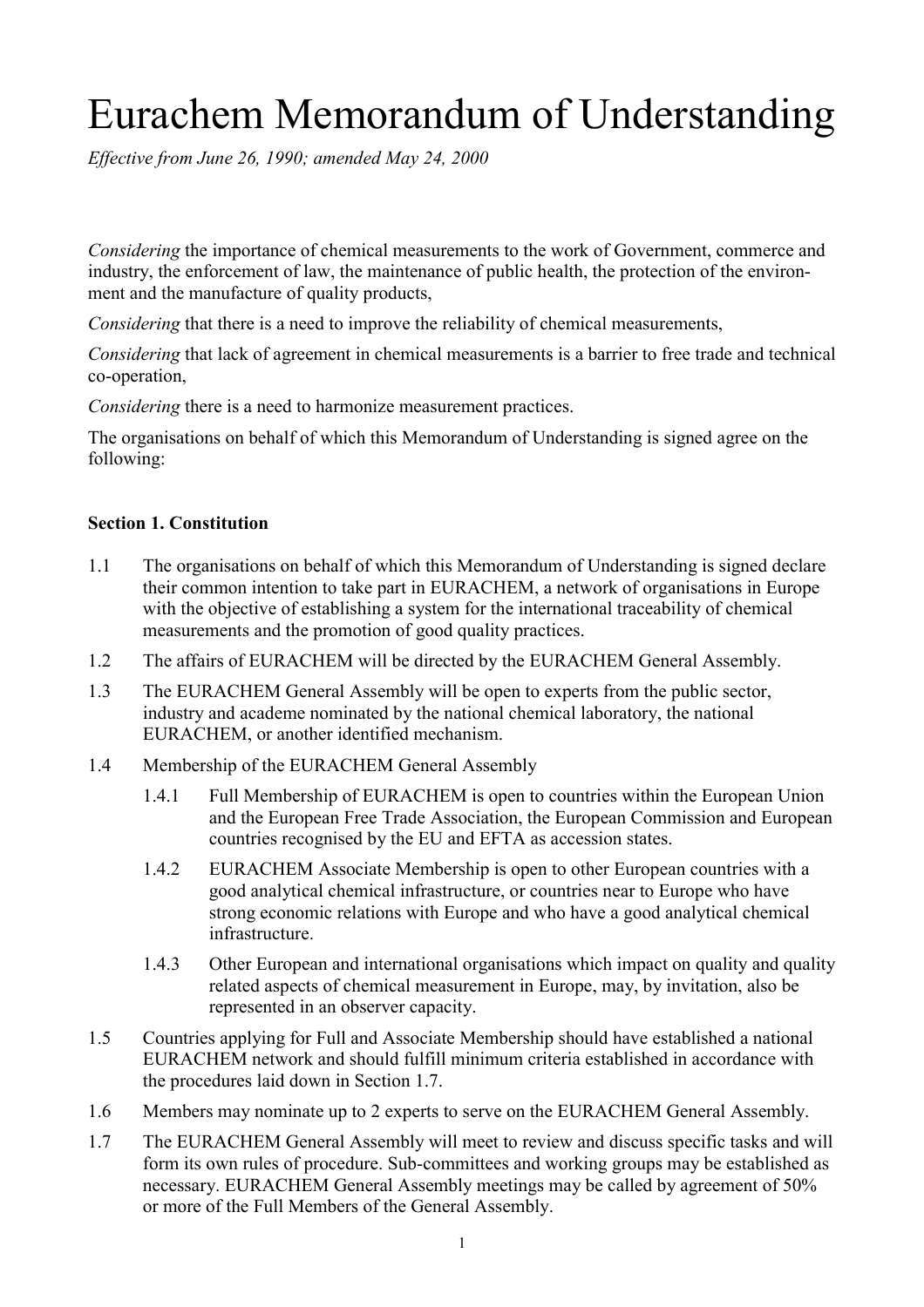# Eurachem Memorandum of Understanding

*Effective from June 26, 1990; amended May 24, 2000*

*Considering* the importance of chemical measurements to the work of Government, commerce and industry, the enforcement of law, the maintenance of public health, the protection of the environment and the manufacture of quality products,

*Considering* that there is a need to improve the reliability of chemical measurements,

*Considering* that lack of agreement in chemical measurements is a barrier to free trade and technical co-operation,

*Considering* there is a need to harmonize measurement practices.

The organisations on behalf of which this Memorandum of Understanding is signed agree on the following:

**Section 1. Constitution**

1.1 The organisations on behalf of which this Memorandum of Understanding is signed declare their common intention to take part in EURACHEM, a network of organisations in Europe with the objective of establishing a system for the international traceability of chemical measurements and the promotion of good quality practices.

1.2 The affairs of EURACHEM will be directed by the EURACHEM General Assembly.

1.3 The EURACHEM General Assembly will be open to experts from the public sector, industry and academe nominated by the national chemical laboratory, the national EURACHEM, or another identified mechanism.

1.4 Membership of the EURACHEM General Assembly

  1.4.1 Full Membership of EURACHEM is open to countries within the European Union and the European Free Trade Association, the European Commission and European countries recognised by the EU and EFTA as accession states.

  1.4.2 EURACHEM Associate Membership is open to other European countries with a good analytical chemical infrastructure, or countries near to Europe who have strong economic relations with Europe and who have a good analytical chemical infrastructure.

  1.4.3 Other European and international organisations which impact on quality and quality related aspects of chemical measurement in Europe, may, by invitation, also be represented in an observer capacity.

1.5 Countries applying for Full and Associate Membership should have established a national EURACHEM network and should fulfill minimum criteria established in accordance with the procedures laid down in Section 1.7.

1.6 Members may nominate up to 2 experts to serve on the EURACHEM General Assembly.

1.7 The EURACHEM General Assembly will meet to review and discuss specific tasks and will form its own rules of procedure. Sub-committees and working groups may be established as necessary. EURACHEM General Assembly meetings may be called by agreement of 50% or more of the Full Members of the General Assembly.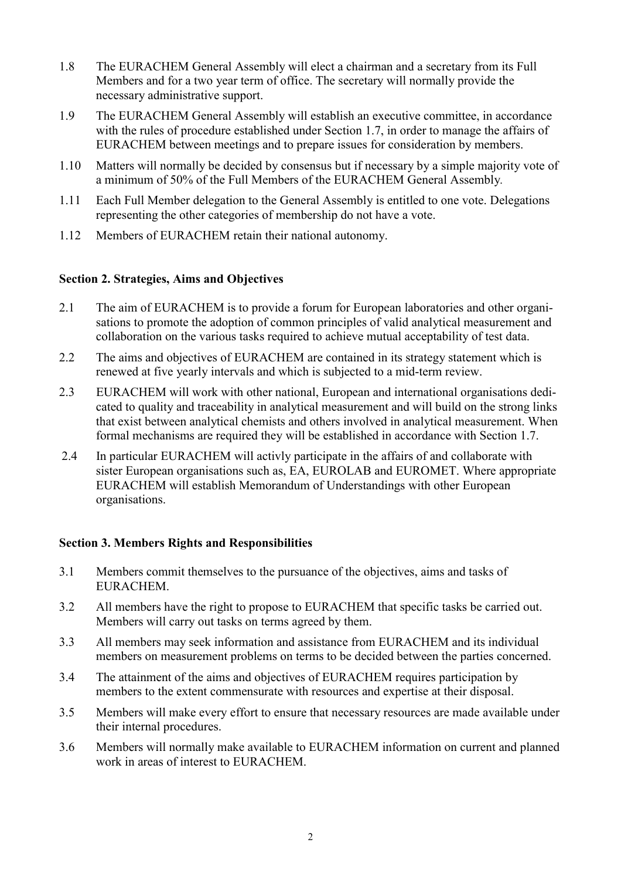1.8 The EURACHEM General Assembly will elect a chairman and a secretary from its Full Members and for a two year term of office. The secretary will normally provide the necessary administrative support.

1.9 The EURACHEM General Assembly will establish an executive committee, in accordance with the rules of procedure established under Section 1.7, in order to manage the affairs of EURACHEM between meetings and to prepare issues for consideration by members.

1.10 Matters will normally be decided by consensus but if necessary by a simple majority vote of a minimum of 50% of the Full Members of the EURACHEM General Assembly.

1.11 Each Full Member delegation to the General Assembly is entitled to one vote. Delegations representing the other categories of membership do not have a vote.

1.12 Members of EURACHEM retain their national autonomy.

**Section 2. Strategies, Aims and Objectives**

2.1 The aim of EURACHEM is to provide a forum for European laboratories and other organisations to promote the adoption of common principles of valid analytical measurement and collaboration on the various tasks required to achieve mutual acceptability of test data.

2.2 The aims and objectives of EURACHEM are contained in its strategy statement which is renewed at five yearly intervals and which is subjected to a mid-term review.

2.3 EURACHEM will work with other national, European and international organisations dedicated to quality and traceability in analytical measurement and will build on the strong links that exist between analytical chemists and others involved in analytical measurement. When formal mechanisms are required they will be established in accordance with Section 1.7.

2.4 In particular EURACHEM will activly participate in the affairs of and collaborate with sister European organisations such as, EA, EUROLAB and EUROMET. Where appropriate EURACHEM will establish Memorandum of Understandings with other European organisations.

**Section 3. Members Rights and Responsibilities**

3.1 Members commit themselves to the pursuance of the objectives, aims and tasks of EURACHEM.

3.2 All members have the right to propose to EURACHEM that specific tasks be carried out. Members will carry out tasks on terms agreed by them.

3.3 All members may seek information and assistance from EURACHEM and its individual members on measurement problems on terms to be decided between the parties concerned.

3.4 The attainment of the aims and objectives of EURACHEM requires participation by members to the extent commensurate with resources and expertise at their disposal.

3.5 Members will make every effort to ensure that necessary resources are made available under their internal procedures.

3.6 Members will normally make available to EURACHEM information on current and planned work in areas of interest to EURACHEM.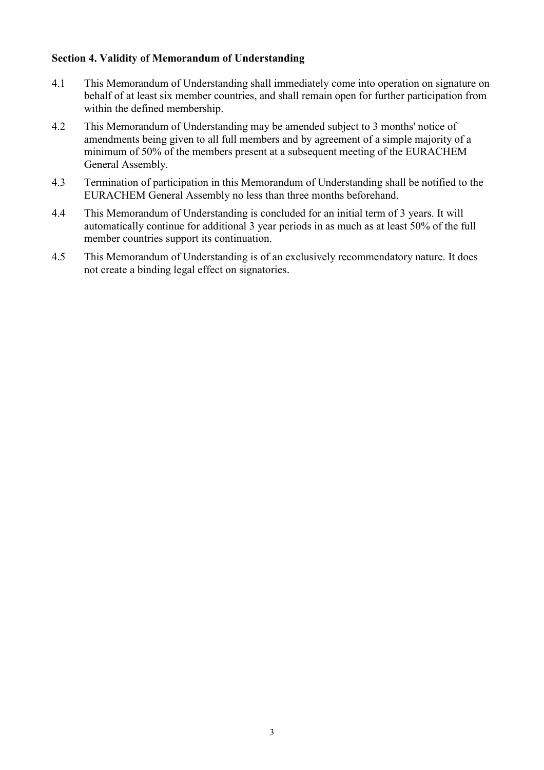**Section 4. Validity of Memorandum of Understanding**

4.1 This Memorandum of Understanding shall immediately come into operation on signature on behalf of at least six member countries, and shall remain open for further participation from within the defined membership.

4.2 This Memorandum of Understanding may be amended subject to 3 months' notice of amendments being given to all full members and by agreement of a simple majority of a minimum of 50% of the members present at a subsequent meeting of the EURACHEM General Assembly.

4.3 Termination of participation in this Memorandum of Understanding shall be notified to the EURACHEM General Assembly no less than three months beforehand.

4.4 This Memorandum of Understanding is concluded for an initial term of 3 years. It will automatically continue for additional 3 year periods in as much as at least 50% of the full member countries support its continuation.

4.5 This Memorandum of Understanding is of an exclusively recommendatory nature. It does not create a binding legal effect on signatories.